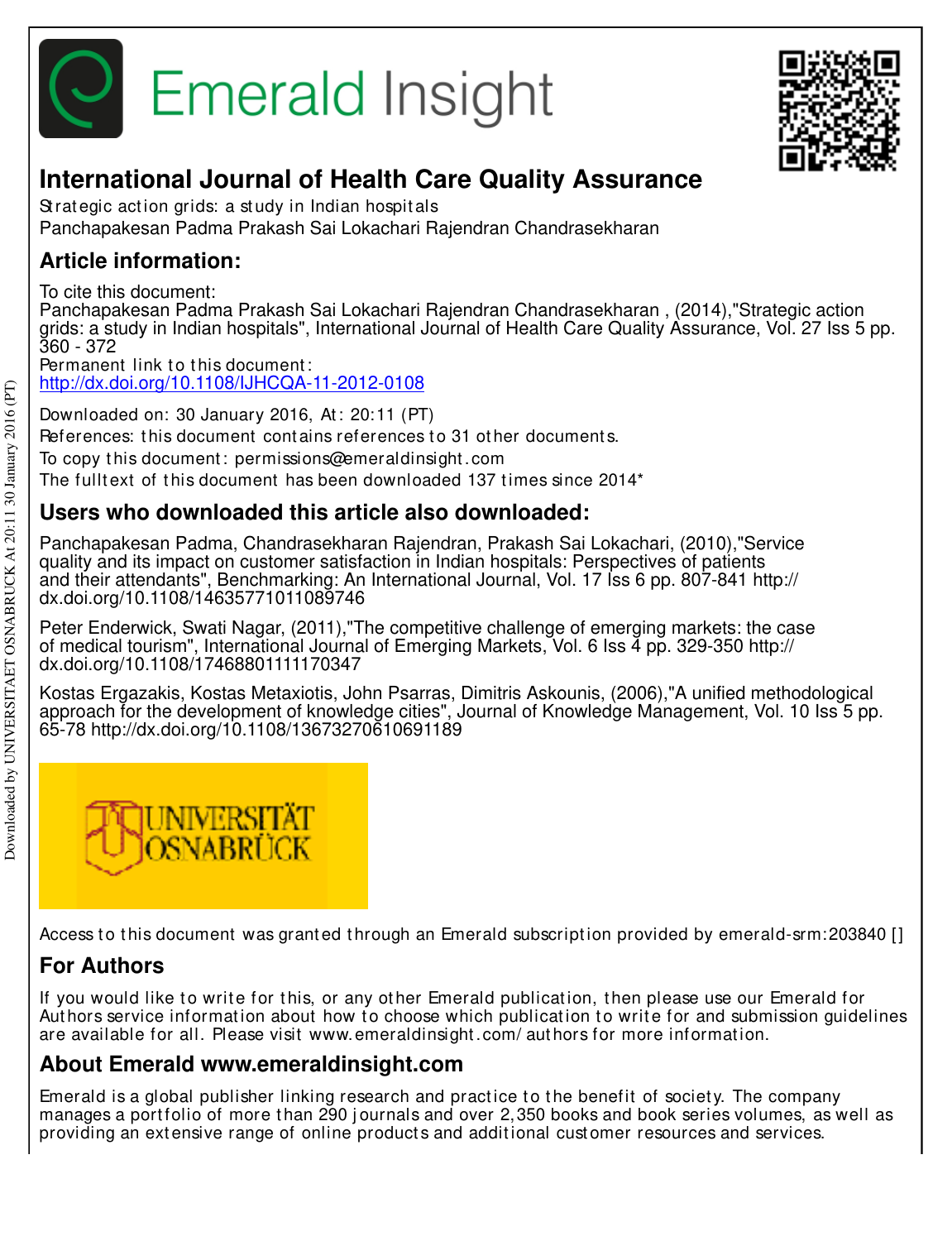# International Journal of Health Care Quality Assurance

Strategic action grids: a study in Indian hospitals
Panchapakesan Padma Prakash Sai Lokachari Rajendran Chandrasekharan

## Article information:

To cite this document:
Panchapakesan Padma Prakash Sai Lokachari Rajendran Chandrasekharan , (2014),"Strategic action grids: a study in Indian hospitals", International Journal of Health Care Quality Assurance, Vol. 27 Iss 5 pp. 360 - 372
Permanent link to this document:
http://dx.doi.org/10.1108/IJHCQA-11-2012-0108

Downloaded on: 30 January 2016, At: 20:11 (PT)
References: this document contains references to 31 other documents.
To copy this document: permissions@emeraldinsight.com
The fulltext of this document has been downloaded 137 times since 2014*

## Users who downloaded this article also downloaded:

Panchapakesan Padma, Chandrasekharan Rajendran, Prakash Sai Lokachari, (2010),"Service quality and its impact on customer satisfaction in Indian hospitals: Perspectives of patients and their attendants", Benchmarking: An International Journal, Vol. 17 Iss 6 pp. 807-841 http://dx.doi.org/10.1108/14635771011089746

Peter Enderwick, Swati Nagar, (2011),"The competitive challenge of emerging markets: the case of medical tourism", International Journal of Emerging Markets, Vol. 6 Iss 4 pp. 329-350 http://dx.doi.org/10.1108/17468801111170347

Kostas Ergazakis, Kostas Metaxiotis, John Psarras, Dimitris Askounis, (2006),"A unified methodological approach for the development of knowledge cities", Journal of Knowledge Management, Vol. 10 Iss 5 pp. 65-78 http://dx.doi.org/10.1108/13673270610691189

Access to this document was granted through an Emerald subscription provided by emerald-srm:203840 []

## For Authors

If you would like to write for this, or any other Emerald publication, then please use our Emerald for Authors service information about how to choose which publication to write for and submission guidelines are available for all. Please visit www.emeraldinsight.com/authors for more information.

## About Emerald www.emeraldinsight.com

Emerald is a global publisher linking research and practice to the benefit of society. The company manages a portfolio of more than 290 journals and over 2,350 books and book series volumes, as well as providing an extensive range of online products and additional customer resources and services.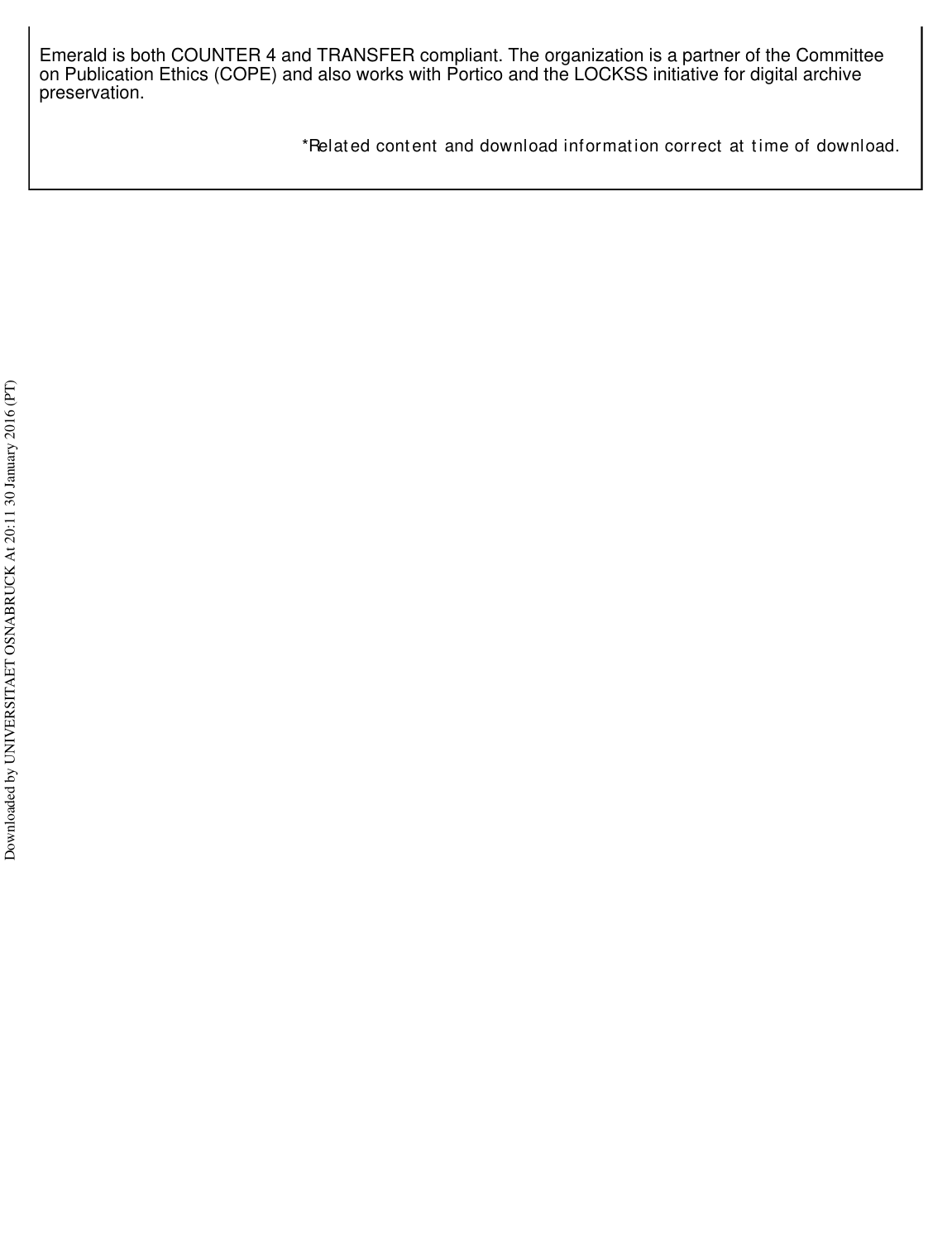Emerald is both COUNTER 4 and TRANSFER compliant. The organization is a partner of the Committee on Publication Ethics (COPE) and also works with Portico and the LOCKSS initiative for digital archive preservation.

*Related content and download information correct at time of download.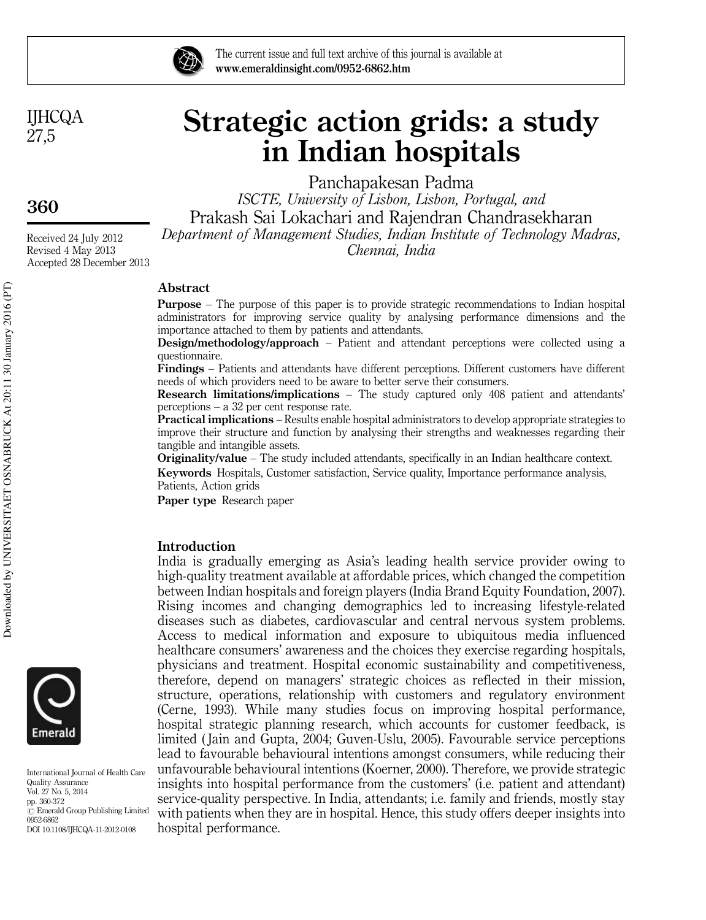# Strategic action grids: a study in Indian hospitals

Panchapakesan Padma

*ISCTE, University of Lisbon, Lisbon, Portugal, and*

Prakash Sai Lokachari and Rajendran Chandrasekharan

*Department of Management Studies, Indian Institute of Technology Madras, Chennai, India*

Received 24 July 2012
Revised 4 May 2013
Accepted 28 December 2013

## Abstract

**Purpose** – The purpose of this paper is to provide strategic recommendations to Indian hospital administrators for improving service quality by analysing performance dimensions and the importance attached to them by patients and attendants.

**Design/methodology/approach** – Patient and attendant perceptions were collected using a questionnaire.

**Findings** – Patients and attendants have different perceptions. Different customers have different needs of which providers need to be aware to better serve their consumers.

**Research limitations/implications** – The study captured only 408 patient and attendants' perceptions – a 32 per cent response rate.

**Practical implications** – Results enable hospital administrators to develop appropriate strategies to improve their structure and function by analysing their strengths and weaknesses regarding their tangible and intangible assets.

**Originality/value** – The study included attendants, specifically in an Indian healthcare context.

**Keywords** Hospitals, Customer satisfaction, Service quality, Importance performance analysis, Patients, Action grids

**Paper type** Research paper

## Introduction

India is gradually emerging as Asia's leading health service provider owing to high-quality treatment available at affordable prices, which changed the competition between Indian hospitals and foreign players (India Brand Equity Foundation, 2007). Rising incomes and changing demographics led to increasing lifestyle-related diseases such as diabetes, cardiovascular and central nervous system problems. Access to medical information and exposure to ubiquitous media influenced healthcare consumers' awareness and the choices they exercise regarding hospitals, physicians and treatment. Hospital economic sustainability and competitiveness, therefore, depend on managers' strategic choices as reflected in their mission, structure, operations, relationship with customers and regulatory environment (Cerne, 1993). While many studies focus on improving hospital performance, hospital strategic planning research, which accounts for customer feedback, is limited (Jain and Gupta, 2004; Guven-Uslu, 2005). Favourable service perceptions lead to favourable behavioural intentions amongst consumers, while reducing their unfavourable behavioural intentions (Koerner, 2000). Therefore, we provide strategic insights into hospital performance from the customers' (i.e. patient and attendant) service-quality perspective. In India, attendants; i.e. family and friends, mostly stay with patients when they are in hospital. Hence, this study offers deeper insights into hospital performance.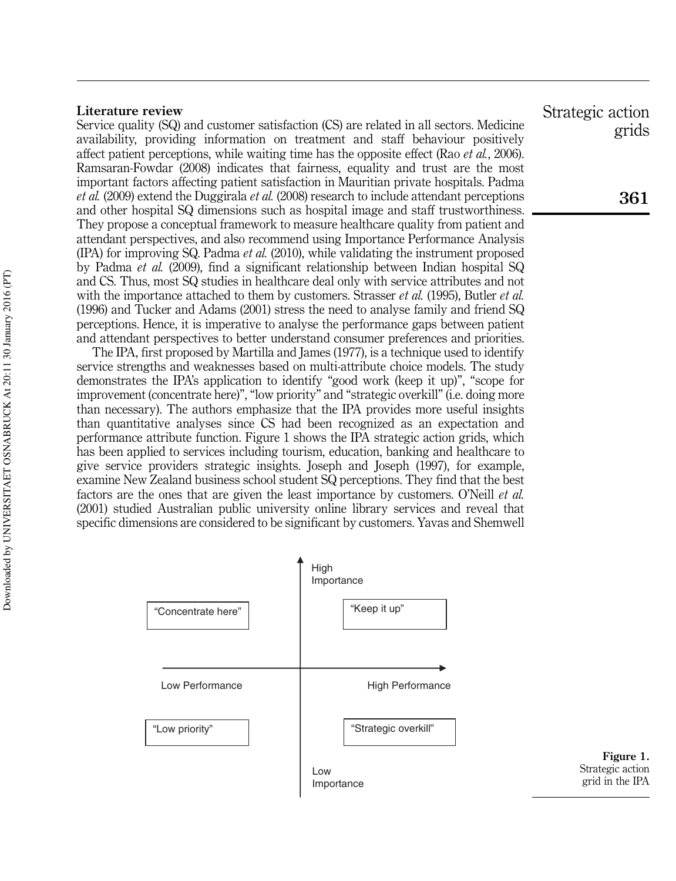## Literature review

Service quality (SQ) and customer satisfaction (CS) are related in all sectors. Medicine availability, providing information on treatment and staff behaviour positively affect patient perceptions, while waiting time has the opposite effect (Rao *et al.*, 2006). Ramsaran-Fowdar (2008) indicates that fairness, equality and trust are the most important factors affecting patient satisfaction in Mauritian private hospitals. Padma *et al.* (2009) extend the Duggirala *et al.* (2008) research to include attendant perceptions and other hospital SQ dimensions such as hospital image and staff trustworthiness. They propose a conceptual framework to measure healthcare quality from patient and attendant perspectives, and also recommend using Importance Performance Analysis (IPA) for improving SQ. Padma *et al.* (2010), while validating the instrument proposed by Padma *et al.* (2009), find a significant relationship between Indian hospital SQ and CS. Thus, most SQ studies in healthcare deal only with service attributes and not with the importance attached to them by customers. Strasser *et al.* (1995), Butler *et al.* (1996) and Tucker and Adams (2001) stress the need to analyse family and friend SQ perceptions. Hence, it is imperative to analyse the performance gaps between patient and attendant perspectives to better understand consumer preferences and priorities.

The IPA, first proposed by Martilla and James (1977), is a technique used to identify service strengths and weaknesses based on multi-attribute choice models. The study demonstrates the IPA's application to identify "good work (keep it up)", "scope for improvement (concentrate here)", "low priority" and "strategic overkill" (i.e. doing more than necessary). The authors emphasize that the IPA provides more useful insights than quantitative analyses since CS had been recognized as an expectation and performance attribute function. Figure 1 shows the IPA strategic action grids, which has been applied to services including tourism, education, banking and healthcare to give service providers strategic insights. Joseph and Joseph (1997), for example, examine New Zealand business school student SQ perceptions. They find that the best factors are the ones that are given the least importance by customers. O'Neill *et al.* (2001) studied Australian public university online library services and reveal that specific dimensions are considered to be significant by customers. Yavas and Shemwell

| Low Performance | High Performance |
|---|---|
| "Concentrate here" (High Importance) | "Keep it up" (High Importance) |
| "Low priority" (Low Importance) | "Strategic overkill" (Low Importance) |

**Figure 1.** Strategic action grid in the IPA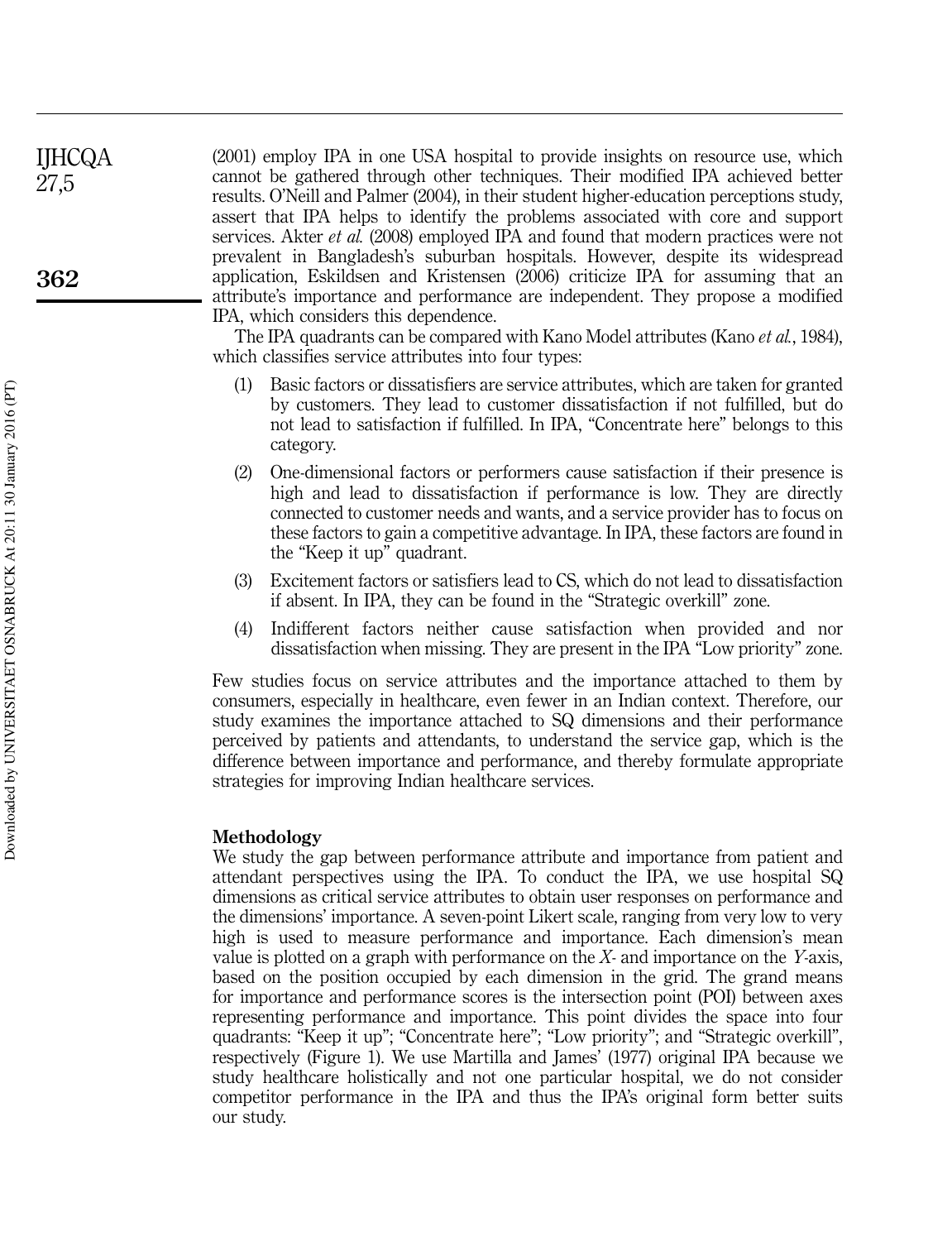(2001) employ IPA in one USA hospital to provide insights on resource use, which cannot be gathered through other techniques. Their modified IPA achieved better results. O'Neill and Palmer (2004), in their student higher-education perceptions study, assert that IPA helps to identify the problems associated with core and support services. Akter *et al.* (2008) employed IPA and found that modern practices were not prevalent in Bangladesh's suburban hospitals. However, despite its widespread application, Eskildsen and Kristensen (2006) criticize IPA for assuming that an attribute's importance and performance are independent. They propose a modified IPA, which considers this dependence.

The IPA quadrants can be compared with Kano Model attributes (Kano *et al.*, 1984), which classifies service attributes into four types:

1. Basic factors or dissatisfiers are service attributes, which are taken for granted by customers. They lead to customer dissatisfaction if not fulfilled, but do not lead to satisfaction if fulfilled. In IPA, "Concentrate here" belongs to this category.
2. One-dimensional factors or performers cause satisfaction if their presence is high and lead to dissatisfaction if performance is low. They are directly connected to customer needs and wants, and a service provider has to focus on these factors to gain a competitive advantage. In IPA, these factors are found in the "Keep it up" quadrant.
3. Excitement factors or satisfiers lead to CS, which do not lead to dissatisfaction if absent. In IPA, they can be found in the "Strategic overkill" zone.
4. Indifferent factors neither cause satisfaction when provided and nor dissatisfaction when missing. They are present in the IPA "Low priority" zone.

Few studies focus on service attributes and the importance attached to them by consumers, especially in healthcare, even fewer in an Indian context. Therefore, our study examines the importance attached to SQ dimensions and their performance perceived by patients and attendants, to understand the service gap, which is the difference between importance and performance, and thereby formulate appropriate strategies for improving Indian healthcare services.

## Methodology

We study the gap between performance attribute and importance from patient and attendant perspectives using the IPA. To conduct the IPA, we use hospital SQ dimensions as critical service attributes to obtain user responses on performance and the dimensions' importance. A seven-point Likert scale, ranging from very low to very high is used to measure performance and importance. Each dimension's mean value is plotted on a graph with performance on the *X*- and importance on the *Y*-axis, based on the position occupied by each dimension in the grid. The grand means for importance and performance scores is the intersection point (POI) between axes representing performance and importance. This point divides the space into four quadrants: "Keep it up"; "Concentrate here"; "Low priority"; and "Strategic overkill", respectively (Figure 1). We use Martilla and James' (1977) original IPA because we study healthcare holistically and not one particular hospital, we do not consider competitor performance in the IPA and thus the IPA's original form better suits our study.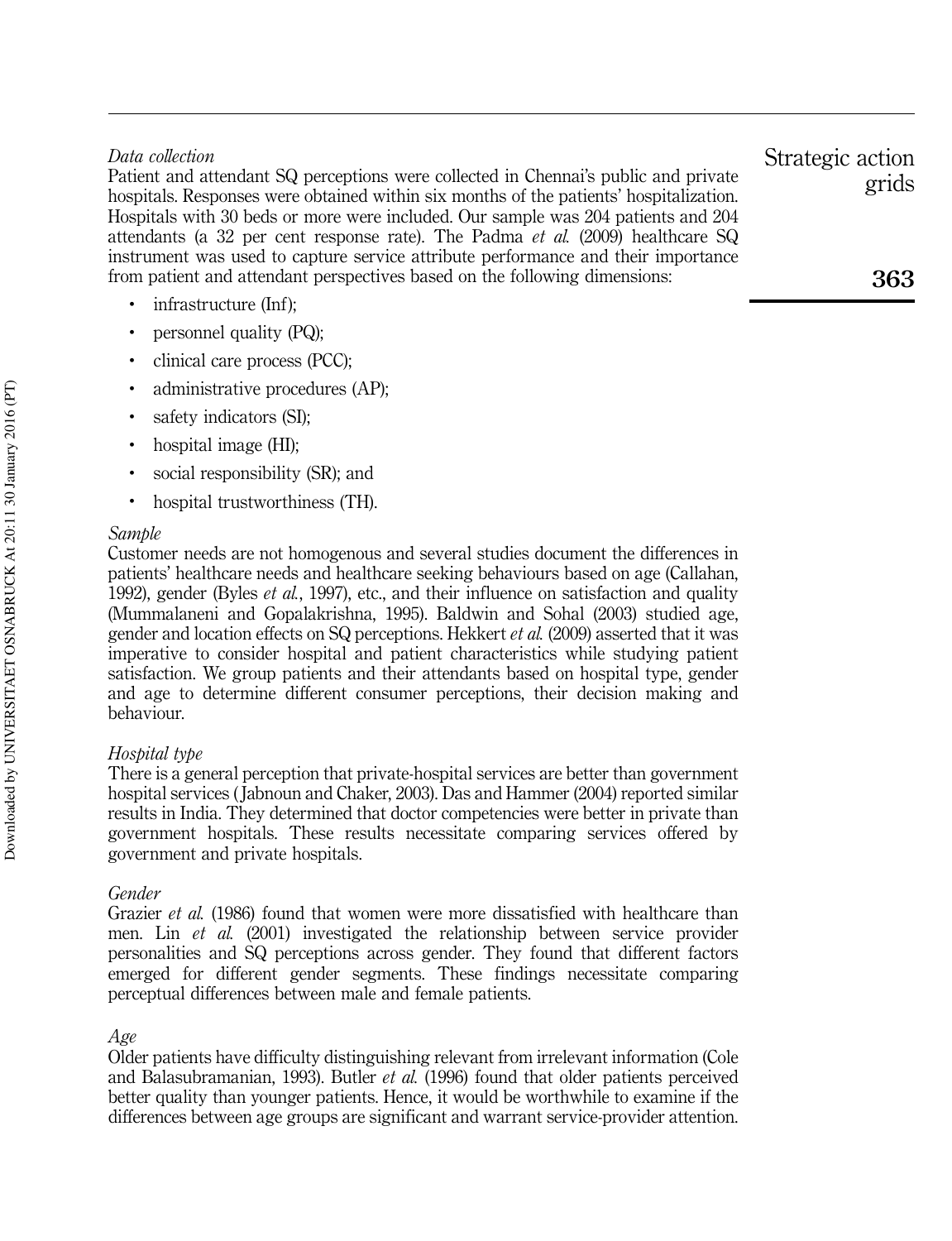*Data collection*

Patient and attendant SQ perceptions were collected in Chennai's public and private hospitals. Responses were obtained within six months of the patients' hospitalization. Hospitals with 30 beds or more were included. Our sample was 204 patients and 204 attendants (a 32 per cent response rate). The Padma *et al.* (2009) healthcare SQ instrument was used to capture service attribute performance and their importance from patient and attendant perspectives based on the following dimensions:

- infrastructure (Inf);
- personnel quality (PQ);
- clinical care process (PCC);
- administrative procedures (AP);
- safety indicators (SI);
- hospital image (HI);
- social responsibility (SR); and
- hospital trustworthiness (TH).

*Sample*

Customer needs are not homogenous and several studies document the differences in patients' healthcare needs and healthcare seeking behaviours based on age (Callahan, 1992), gender (Byles *et al.*, 1997), etc., and their influence on satisfaction and quality (Mummalaneni and Gopalakrishna, 1995). Baldwin and Sohal (2003) studied age, gender and location effects on SQ perceptions. Hekkert *et al.* (2009) asserted that it was imperative to consider hospital and patient characteristics while studying patient satisfaction. We group patients and their attendants based on hospital type, gender and age to determine different consumer perceptions, their decision making and behaviour.

*Hospital type*

There is a general perception that private-hospital services are better than government hospital services (Jabnoun and Chaker, 2003). Das and Hammer (2004) reported similar results in India. They determined that doctor competencies were better in private than government hospitals. These results necessitate comparing services offered by government and private hospitals.

*Gender*

Grazier *et al.* (1986) found that women were more dissatisfied with healthcare than men. Lin *et al.* (2001) investigated the relationship between service provider personalities and SQ perceptions across gender. They found that different factors emerged for different gender segments. These findings necessitate comparing perceptual differences between male and female patients.

*Age*

Older patients have difficulty distinguishing relevant from irrelevant information (Cole and Balasubramanian, 1993). Butler *et al.* (1996) found that older patients perceived better quality than younger patients. Hence, it would be worthwhile to examine if the differences between age groups are significant and warrant service-provider attention.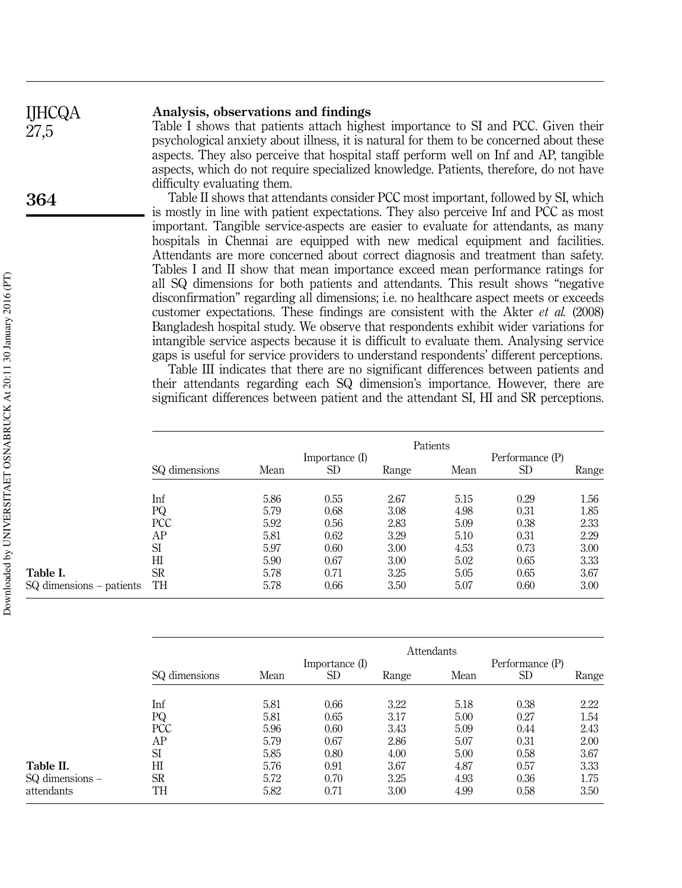## Analysis, observations and findings

Table I shows that patients attach highest importance to SI and PCC. Given their psychological anxiety about illness, it is natural for them to be concerned about these aspects. They also perceive that hospital staff perform well on Inf and AP, tangible aspects, which do not require specialized knowledge. Patients, therefore, do not have difficulty evaluating them.

Table II shows that attendants consider PCC most important, followed by SI, which is mostly in line with patient expectations. They also perceive Inf and PCC as most important. Tangible service-aspects are easier to evaluate for attendants, as many hospitals in Chennai are equipped with new medical equipment and facilities. Attendants are more concerned about correct diagnosis and treatment than safety. Tables I and II show that mean importance exceed mean performance ratings for all SQ dimensions for both patients and attendants. This result shows "negative disconfirmation" regarding all dimensions; i.e. no healthcare aspect meets or exceeds customer expectations. These findings are consistent with the Akter *et al.* (2008) Bangladesh hospital study. We observe that respondents exhibit wider variations for intangible service aspects because it is difficult to evaluate them. Analysing service gaps is useful for service providers to understand respondents' different perceptions.

Table III indicates that there are no significant differences between patients and their attendants regarding each SQ dimension's importance. However, there are significant differences between patient and the attendant SI, HI and SR perceptions.

**Table I.** SQ dimensions – patients

| | Patients | | | | | |
|---|---|---|---|---|---|---|
| | Importance (I) | | | Performance (P) | | |
| SQ dimensions | Mean | SD | Range | Mean | SD | Range |
| Inf | 5.86 | 0.55 | 2.67 | 5.15 | 0.29 | 1.56 |
| PQ | 5.79 | 0.68 | 3.08 | 4.98 | 0.31 | 1.85 |
| PCC | 5.92 | 0.56 | 2.83 | 5.09 | 0.38 | 2.33 |
| AP | 5.81 | 0.62 | 3.29 | 5.10 | 0.31 | 2.29 |
| SI | 5.97 | 0.60 | 3.00 | 4.53 | 0.73 | 3.00 |
| HI | 5.90 | 0.67 | 3.00 | 5.02 | 0.65 | 3.33 |
| SR | 5.78 | 0.71 | 3.25 | 5.05 | 0.65 | 3.67 |
| TH | 5.78 | 0.66 | 3.50 | 5.07 | 0.60 | 3.00 |

**Table II.** SQ dimensions – attendants

| | Attendants | | | | | |
|---|---|---|---|---|---|---|
| | Importance (I) | | | Performance (P) | | |
| SQ dimensions | Mean | SD | Range | Mean | SD | Range |
| Inf | 5.81 | 0.66 | 3.22 | 5.18 | 0.38 | 2.22 |
| PQ | 5.81 | 0.65 | 3.17 | 5.00 | 0.27 | 1.54 |
| PCC | 5.96 | 0.60 | 3.43 | 5.09 | 0.44 | 2.43 |
| AP | 5.79 | 0.67 | 2.86 | 5.07 | 0.31 | 2.00 |
| SI | 5.85 | 0.80 | 4.00 | 5.00 | 0.58 | 3.67 |
| HI | 5.76 | 0.91 | 3.67 | 4.87 | 0.57 | 3.33 |
| SR | 5.72 | 0.70 | 3.25 | 4.93 | 0.36 | 1.75 |
| TH | 5.82 | 0.71 | 3.00 | 4.99 | 0.58 | 3.50 |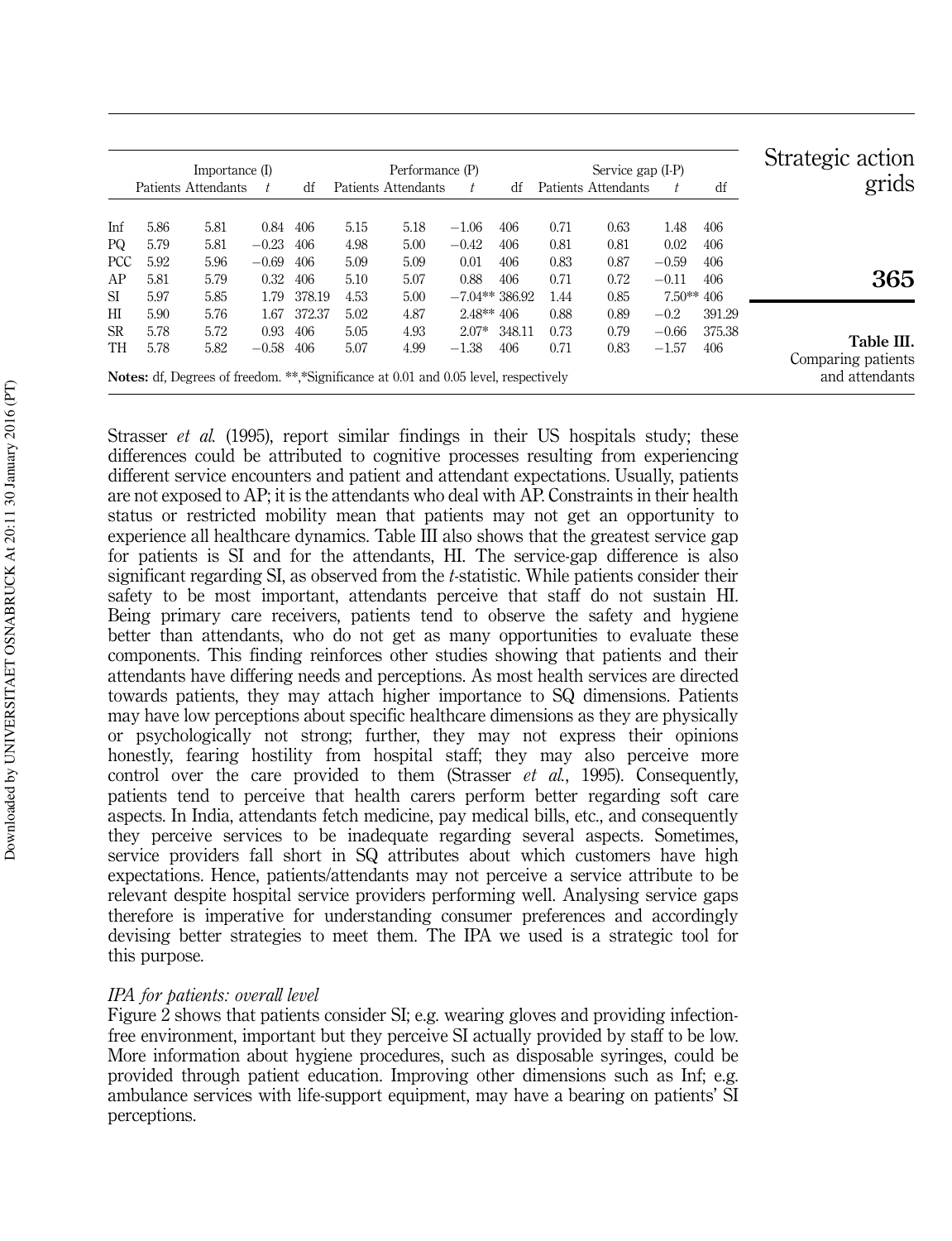| | Importance (I) | | | | Performance (P) | | | | Service gap (I-P) | | | |
|---|---|---|---|---|---|---|---|---|---|---|---|---|
| | Patients | Attendants | $t$ | df | Patients | Attendants | $t$ | df | Patients | Attendants | $t$ | df |
| Inf | 5.86 | 5.81 | 0.84 | 406 | 5.15 | 5.18 | −1.06 | 406 | 0.71 | 0.63 | 1.48 | 406 |
| PQ | 5.79 | 5.81 | −0.23 | 406 | 4.98 | 5.00 | −0.42 | 406 | 0.81 | 0.81 | 0.02 | 406 |
| PCC | 5.92 | 5.96 | −0.69 | 406 | 5.09 | 5.09 | 0.01 | 406 | 0.83 | 0.87 | −0.59 | 406 |
| AP | 5.81 | 5.79 | 0.32 | 406 | 5.10 | 5.07 | 0.88 | 406 | 0.71 | 0.72 | −0.11 | 406 |
| SI | 5.97 | 5.85 | 1.79 | 378.19 | 4.53 | 5.00 | −7.04** | 386.92 | 1.44 | 0.85 | 7.50** | 406 |
| HI | 5.90 | 5.76 | 1.67 | 372.37 | 5.02 | 4.87 | 2.48** | 406 | 0.88 | 0.89 | −0.2 | 391.29 |
| SR | 5.78 | 5.72 | 0.93 | 406 | 5.05 | 4.93 | 2.07* | 348.11 | 0.73 | 0.79 | −0.66 | 375.38 |
| TH | 5.78 | 5.82 | −0.58 | 406 | 5.07 | 4.99 | −1.38 | 406 | 0.71 | 0.83 | −1.57 | 406 |

**Notes:** df, Degrees of freedom. **,*Significance at 0.01 and 0.05 level, respectively

**Table III.** Comparing patients and attendants

Strasser *et al.* (1995), report similar findings in their US hospitals study; these differences could be attributed to cognitive processes resulting from experiencing different service encounters and patient and attendant expectations. Usually, patients are not exposed to AP; it is the attendants who deal with AP. Constraints in their health status or restricted mobility mean that patients may not get an opportunity to experience all healthcare dynamics. Table III also shows that the greatest service gap for patients is SI and for the attendants, HI. The service-gap difference is also significant regarding SI, as observed from the *t*-statistic. While patients consider their safety to be most important, attendants perceive that staff do not sustain HI. Being primary care receivers, patients tend to observe the safety and hygiene better than attendants, who do not get as many opportunities to evaluate these components. This finding reinforces other studies showing that patients and their attendants have differing needs and perceptions. As most health services are directed towards patients, they may attach higher importance to SQ dimensions. Patients may have low perceptions about specific healthcare dimensions as they are physically or psychologically not strong; further, they may not express their opinions honestly, fearing hostility from hospital staff; they may also perceive more control over the care provided to them (Strasser *et al.*, 1995). Consequently, patients tend to perceive that health carers perform better regarding soft care aspects. In India, attendants fetch medicine, pay medical bills, etc., and consequently they perceive services to be inadequate regarding several aspects. Sometimes, service providers fall short in SQ attributes about which customers have high expectations. Hence, patients/attendants may not perceive a service attribute to be relevant despite hospital service providers performing well. Analysing service gaps therefore is imperative for understanding consumer preferences and accordingly devising better strategies to meet them. The IPA we used is a strategic tool for this purpose.

### *IPA for patients: overall level*

Figure 2 shows that patients consider SI; e.g. wearing gloves and providing infection-free environment, important but they perceive SI actually provided by staff to be low. More information about hygiene procedures, such as disposable syringes, could be provided through patient education. Improving other dimensions such as Inf; e.g. ambulance services with life-support equipment, may have a bearing on patients' SI perceptions.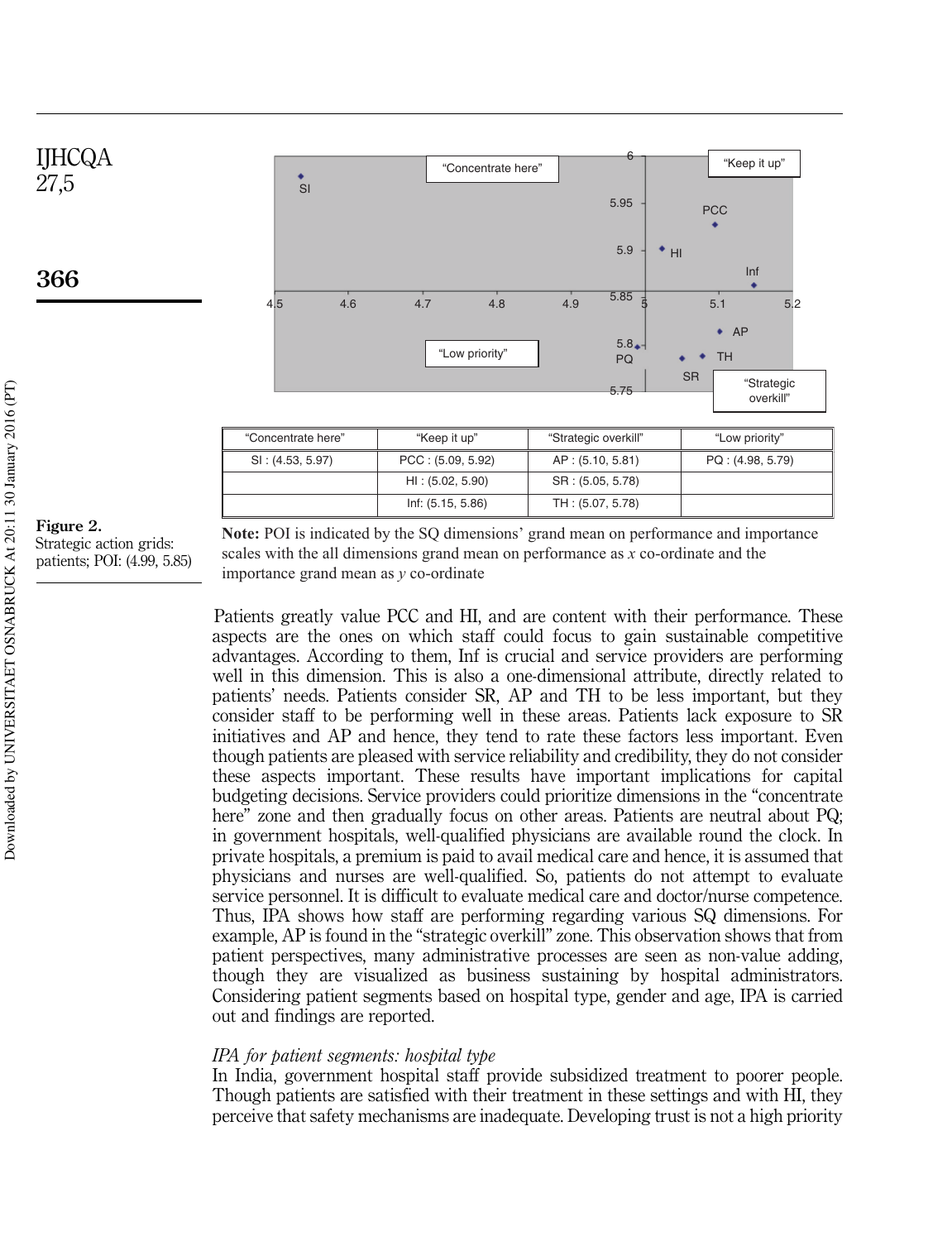| "Concentrate here" | "Keep it up" | "Strategic overkill" | "Low priority" |
|---|---|---|---|
| SI : (4.53, 5.97) | PCC : (5.09, 5.92) | AP : (5.10, 5.81) | PQ : (4.98, 5.79) |
| | HI : (5.02, 5.90) | SR : (5.05, 5.78) | |
| | Inf: (5.15, 5.86) | TH : (5.07, 5.78) | |

**Note:** POI is indicated by the SQ dimensions' grand mean on performance and importance scales with the all dimensions grand mean on performance as $x$ co-ordinate and the importance grand mean as $y$ co-ordinate

**Figure 2.** Strategic action grids: patients; POI: (4.99, 5.85)

Patients greatly value PCC and HI, and are content with their performance. These aspects are the ones on which staff could focus to gain sustainable competitive advantages. According to them, Inf is crucial and service providers are performing well in this dimension. This is also a one-dimensional attribute, directly related to patients' needs. Patients consider SR, AP and TH to be less important, but they consider staff to be performing well in these areas. Patients lack exposure to SR initiatives and AP and hence, they tend to rate these factors less important. Even though patients are pleased with service reliability and credibility, they do not consider these aspects important. These results have important implications for capital budgeting decisions. Service providers could prioritize dimensions in the "concentrate here" zone and then gradually focus on other areas. Patients are neutral about PQ; in government hospitals, well-qualified physicians are available round the clock. In private hospitals, a premium is paid to avail medical care and hence, it is assumed that physicians and nurses are well-qualified. So, patients do not attempt to evaluate service personnel. It is difficult to evaluate medical care and doctor/nurse competence. Thus, IPA shows how staff are performing regarding various SQ dimensions. For example, AP is found in the "strategic overkill" zone. This observation shows that from patient perspectives, many administrative processes are seen as non-value adding, though they are visualized as business sustaining by hospital administrators. Considering patient segments based on hospital type, gender and age, IPA is carried out and findings are reported.

*IPA for patient segments: hospital type*

In India, government hospital staff provide subsidized treatment to poorer people. Though patients are satisfied with their treatment in these settings and with HI, they perceive that safety mechanisms are inadequate. Developing trust is not a high priority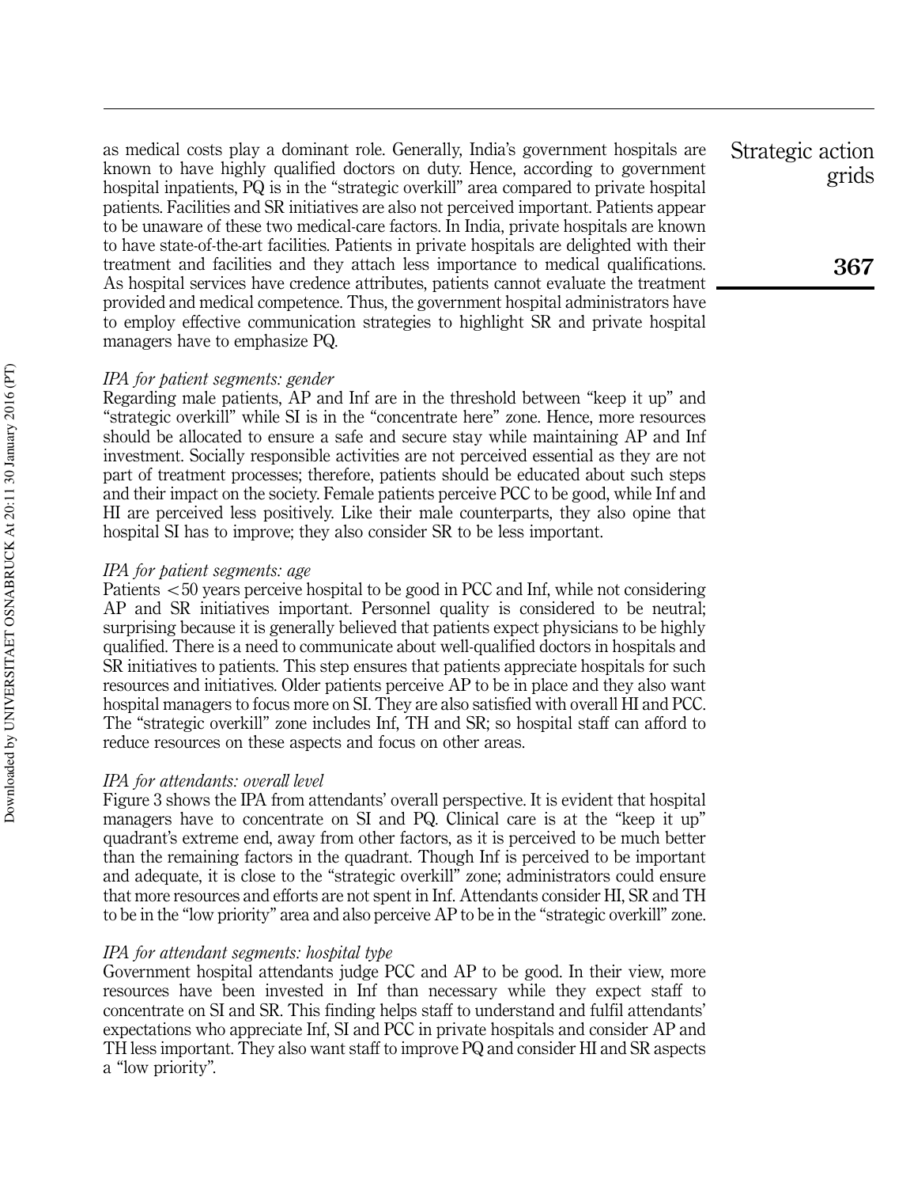as medical costs play a dominant role. Generally, India's government hospitals are known to have highly qualified doctors on duty. Hence, according to government hospital inpatients, PQ is in the "strategic overkill" area compared to private hospital patients. Facilities and SR initiatives are also not perceived important. Patients appear to be unaware of these two medical-care factors. In India, private hospitals are known to have state-of-the-art facilities. Patients in private hospitals are delighted with their treatment and facilities and they attach less importance to medical qualifications. As hospital services have credence attributes, patients cannot evaluate the treatment provided and medical competence. Thus, the government hospital administrators have to employ effective communication strategies to highlight SR and private hospital managers have to emphasize PQ.

### *IPA for patient segments: gender*

Regarding male patients, AP and Inf are in the threshold between "keep it up" and "strategic overkill" while SI is in the "concentrate here" zone. Hence, more resources should be allocated to ensure a safe and secure stay while maintaining AP and Inf investment. Socially responsible activities are not perceived essential as they are not part of treatment processes; therefore, patients should be educated about such steps and their impact on the society. Female patients perceive PCC to be good, while Inf and HI are perceived less positively. Like their male counterparts, they also opine that hospital SI has to improve; they also consider SR to be less important.

### *IPA for patient segments: age*

Patients $< 50$ years perceive hospital to be good in PCC and Inf, while not considering AP and SR initiatives important. Personnel quality is considered to be neutral; surprising because it is generally believed that patients expect physicians to be highly qualified. There is a need to communicate about well-qualified doctors in hospitals and SR initiatives to patients. This step ensures that patients appreciate hospitals for such resources and initiatives. Older patients perceive AP to be in place and they also want hospital managers to focus more on SI. They are also satisfied with overall HI and PCC. The "strategic overkill" zone includes Inf, TH and SR; so hospital staff can afford to reduce resources on these aspects and focus on other areas.

### *IPA for attendants: overall level*

Figure 3 shows the IPA from attendants' overall perspective. It is evident that hospital managers have to concentrate on SI and PQ. Clinical care is at the "keep it up" quadrant's extreme end, away from other factors, as it is perceived to be much better than the remaining factors in the quadrant. Though Inf is perceived to be important and adequate, it is close to the "strategic overkill" zone; administrators could ensure that more resources and efforts are not spent in Inf. Attendants consider HI, SR and TH to be in the "low priority" area and also perceive AP to be in the "strategic overkill" zone.

### *IPA for attendant segments: hospital type*

Government hospital attendants judge PCC and AP to be good. In their view, more resources have been invested in Inf than necessary while they expect staff to concentrate on SI and SR. This finding helps staff to understand and fulfil attendants' expectations who appreciate Inf, SI and PCC in private hospitals and consider AP and TH less important. They also want staff to improve PQ and consider HI and SR aspects a "low priority".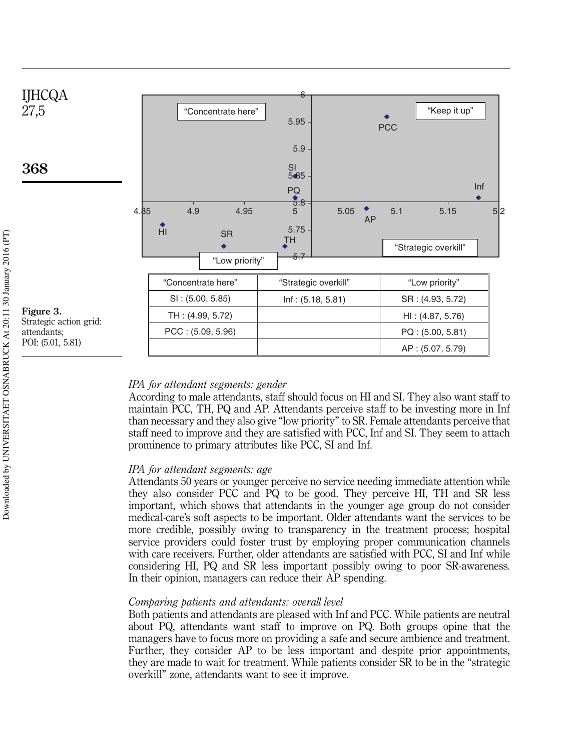| "Concentrate here" | "Strategic overkill" | "Low priority" |
| --- | --- | --- |
| SI : (5.00, 5.85) | Inf : (5.18, 5.81) | SR : (4.93, 5.72) |
| TH : (4.99, 5.72) | | HI : (4.87, 5.76) |
| PCC : (5.09, 5.96) | | PQ : (5.00, 5.81) |
| | | AP : (5.07, 5.79) |

**Figure 3.**
Strategic action grid: attendants; POI: (5.01, 5.81)

*IPA for attendant segments: gender*

According to male attendants, staff should focus on HI and SI. They also want staff to maintain PCC, TH, PQ and AP. Attendants perceive staff to be investing more in Inf than necessary and they also give "low priority" to SR. Female attendants perceive that staff need to improve and they are satisfied with PCC, Inf and SI. They seem to attach prominence to primary attributes like PCC, SI and Inf.

*IPA for attendant segments: age*

Attendants 50 years or younger perceive no service needing immediate attention while they also consider PCC and PQ to be good. They perceive HI, TH and SR less important, which shows that attendants in the younger age group do not consider medical-care's soft aspects to be important. Older attendants want the services to be more credible, possibly owing to transparency in the treatment process; hospital service providers could foster trust by employing proper communication channels with care receivers. Further, older attendants are satisfied with PCC, SI and Inf while considering HI, PQ and SR less important possibly owing to poor SR-awareness. In their opinion, managers can reduce their AP spending.

*Comparing patients and attendants: overall level*

Both patients and attendants are pleased with Inf and PCC. While patients are neutral about PQ, attendants want staff to improve on PQ. Both groups opine that the managers have to focus more on providing a safe and secure ambience and treatment. Further, they consider AP to be less important and despite prior appointments, they are made to wait for treatment. While patients consider SR to be in the "strategic overkill" zone, attendants want to see it improve.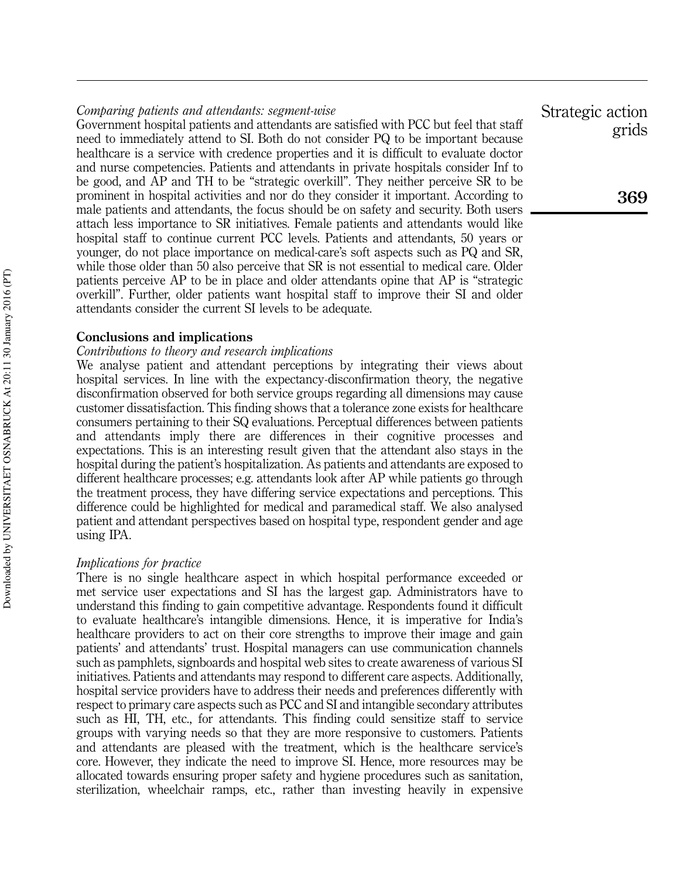*Comparing patients and attendants: segment-wise*

Government hospital patients and attendants are satisfied with PCC but feel that staff need to immediately attend to SI. Both do not consider PQ to be important because healthcare is a service with credence properties and it is difficult to evaluate doctor and nurse competencies. Patients and attendants in private hospitals consider Inf to be good, and AP and TH to be "strategic overkill". They neither perceive SR to be prominent in hospital activities and nor do they consider it important. According to male patients and attendants, the focus should be on safety and security. Both users attach less importance to SR initiatives. Female patients and attendants would like hospital staff to continue current PCC levels. Patients and attendants, 50 years or younger, do not place importance on medical-care's soft aspects such as PQ and SR, while those older than 50 also perceive that SR is not essential to medical care. Older patients perceive AP to be in place and older attendants opine that AP is "strategic overkill". Further, older patients want hospital staff to improve their SI and older attendants consider the current SI levels to be adequate.

## Conclusions and implications

*Contributions to theory and research implications*

We analyse patient and attendant perceptions by integrating their views about hospital services. In line with the expectancy-disconfirmation theory, the negative disconfirmation observed for both service groups regarding all dimensions may cause customer dissatisfaction. This finding shows that a tolerance zone exists for healthcare consumers pertaining to their SQ evaluations. Perceptual differences between patients and attendants imply there are differences in their cognitive processes and expectations. This is an interesting result given that the attendant also stays in the hospital during the patient's hospitalization. As patients and attendants are exposed to different healthcare processes; e.g. attendants look after AP while patients go through the treatment process, they have differing service expectations and perceptions. This difference could be highlighted for medical and paramedical staff. We also analysed patient and attendant perspectives based on hospital type, respondent gender and age using IPA.

*Implications for practice*

There is no single healthcare aspect in which hospital performance exceeded or met service user expectations and SI has the largest gap. Administrators have to understand this finding to gain competitive advantage. Respondents found it difficult to evaluate healthcare's intangible dimensions. Hence, it is imperative for India's healthcare providers to act on their core strengths to improve their image and gain patients' and attendants' trust. Hospital managers can use communication channels such as pamphlets, signboards and hospital web sites to create awareness of various SI initiatives. Patients and attendants may respond to different care aspects. Additionally, hospital service providers have to address their needs and preferences differently with respect to primary care aspects such as PCC and SI and intangible secondary attributes such as HI, TH, etc., for attendants. This finding could sensitize staff to service groups with varying needs so that they are more responsive to customers. Patients and attendants are pleased with the treatment, which is the healthcare service's core. However, they indicate the need to improve SI. Hence, more resources may be allocated towards ensuring proper safety and hygiene procedures such as sanitation, sterilization, wheelchair ramps, etc., rather than investing heavily in expensive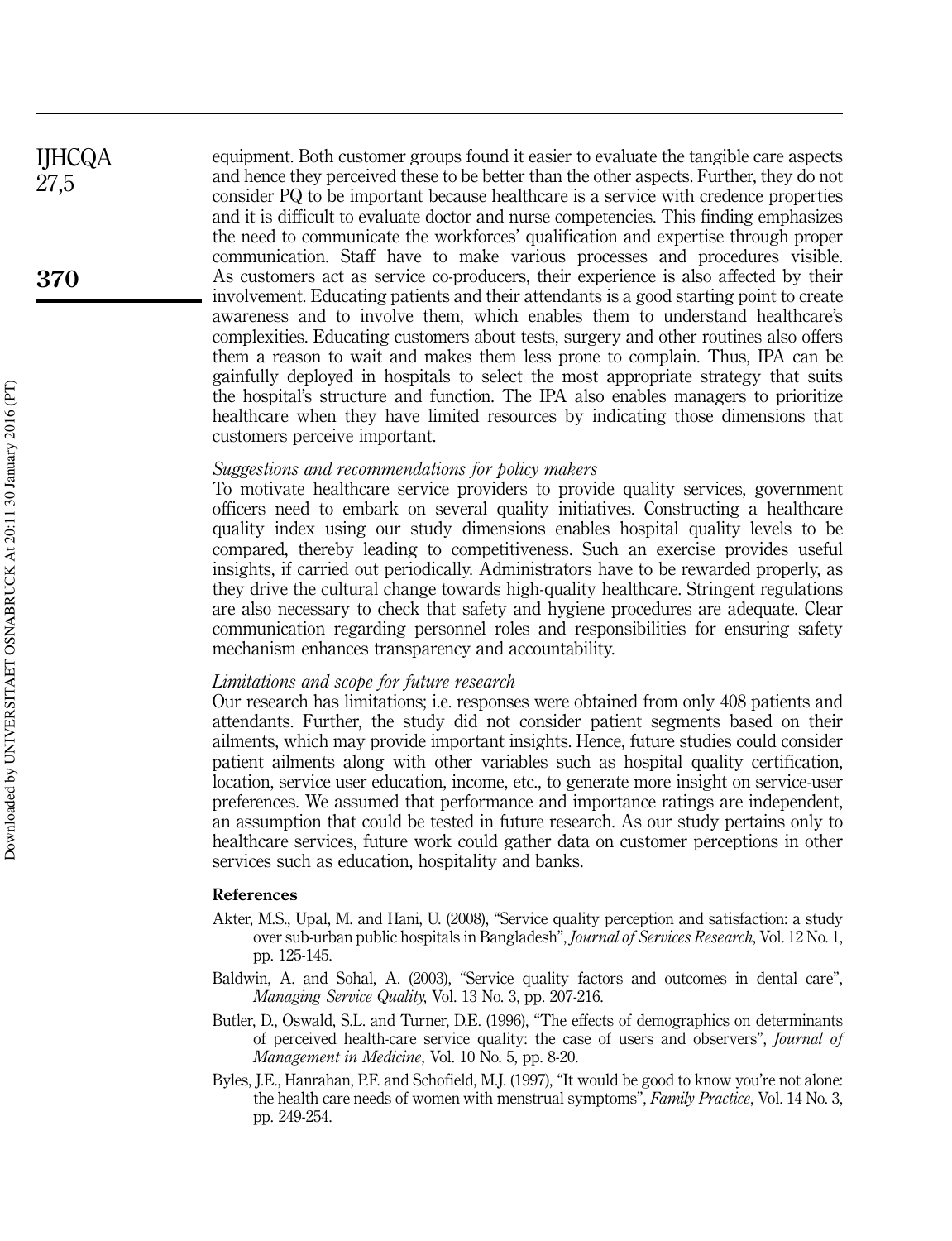equipment. Both customer groups found it easier to evaluate the tangible care aspects and hence they perceived these to be better than the other aspects. Further, they do not consider PQ to be important because healthcare is a service with credence properties and it is difficult to evaluate doctor and nurse competencies. This finding emphasizes the need to communicate the workforces' qualification and expertise through proper communication. Staff have to make various processes and procedures visible. As customers act as service co-producers, their experience is also affected by their involvement. Educating patients and their attendants is a good starting point to create awareness and to involve them, which enables them to understand healthcare's complexities. Educating customers about tests, surgery and other routines also offers them a reason to wait and makes them less prone to complain. Thus, IPA can be gainfully deployed in hospitals to select the most appropriate strategy that suits the hospital's structure and function. The IPA also enables managers to prioritize healthcare when they have limited resources by indicating those dimensions that customers perceive important.

### *Suggestions and recommendations for policy makers*

To motivate healthcare service providers to provide quality services, government officers need to embark on several quality initiatives. Constructing a healthcare quality index using our study dimensions enables hospital quality levels to be compared, thereby leading to competitiveness. Such an exercise provides useful insights, if carried out periodically. Administrators have to be rewarded properly, as they drive the cultural change towards high-quality healthcare. Stringent regulations are also necessary to check that safety and hygiene procedures are adequate. Clear communication regarding personnel roles and responsibilities for ensuring safety mechanism enhances transparency and accountability.

### *Limitations and scope for future research*

Our research has limitations; i.e. responses were obtained from only 408 patients and attendants. Further, the study did not consider patient segments based on their ailments, which may provide important insights. Hence, future studies could consider patient ailments along with other variables such as hospital quality certification, location, service user education, income, etc., to generate more insight on service-user preferences. We assumed that performance and importance ratings are independent, an assumption that could be tested in future research. As our study pertains only to healthcare services, future work could gather data on customer perceptions in other services such as education, hospitality and banks.

## References

Akter, M.S., Upal, M. and Hani, U. (2008), "Service quality perception and satisfaction: a study over sub-urban public hospitals in Bangladesh", *Journal of Services Research*, Vol. 12 No. 1, pp. 125-145.

Baldwin, A. and Sohal, A. (2003), "Service quality factors and outcomes in dental care", *Managing Service Quality*, Vol. 13 No. 3, pp. 207-216.

Butler, D., Oswald, S.L. and Turner, D.E. (1996), "The effects of demographics on determinants of perceived health-care service quality: the case of users and observers", *Journal of Management in Medicine*, Vol. 10 No. 5, pp. 8-20.

Byles, J.E., Hanrahan, P.F. and Schofield, M.J. (1997), "It would be good to know you're not alone: the health care needs of women with menstrual symptoms", *Family Practice*, Vol. 14 No. 3, pp. 249-254.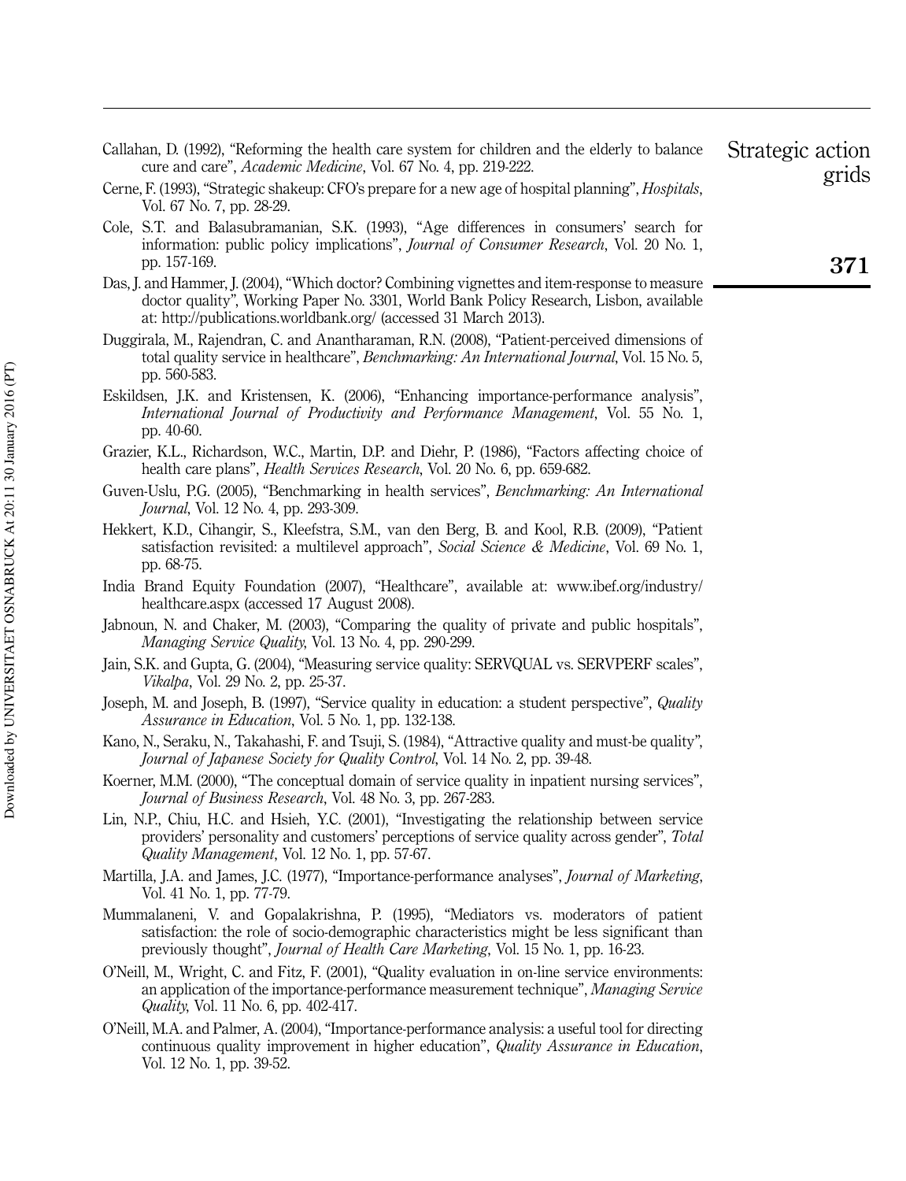Callahan, D. (1992), "Reforming the health care system for children and the elderly to balance cure and care", *Academic Medicine*, Vol. 67 No. 4, pp. 219-222.

Cerne, F. (1993), "Strategic shakeup: CFO's prepare for a new age of hospital planning", *Hospitals*, Vol. 67 No. 7, pp. 28-29.

Cole, S.T. and Balasubramanian, S.K. (1993), "Age differences in consumers' search for information: public policy implications", *Journal of Consumer Research*, Vol. 20 No. 1, pp. 157-169.

Das, J. and Hammer, J. (2004), "Which doctor? Combining vignettes and item-response to measure doctor quality", Working Paper No. 3301, World Bank Policy Research, Lisbon, available at: http://publications.worldbank.org/ (accessed 31 March 2013).

Duggirala, M., Rajendran, C. and Anantharaman, R.N. (2008), "Patient-perceived dimensions of total quality service in healthcare", *Benchmarking: An International Journal*, Vol. 15 No. 5, pp. 560-583.

Eskildsen, J.K. and Kristensen, K. (2006), "Enhancing importance-performance analysis", *International Journal of Productivity and Performance Management*, Vol. 55 No. 1, pp. 40-60.

Grazier, K.L., Richardson, W.C., Martin, D.P. and Diehr, P. (1986), "Factors affecting choice of health care plans", *Health Services Research*, Vol. 20 No. 6, pp. 659-682.

Guven-Uslu, P.G. (2005), "Benchmarking in health services", *Benchmarking: An International Journal*, Vol. 12 No. 4, pp. 293-309.

Hekkert, K.D., Cihangir, S., Kleefstra, S.M., van den Berg, B. and Kool, R.B. (2009), "Patient satisfaction revisited: a multilevel approach", *Social Science & Medicine*, Vol. 69 No. 1, pp. 68-75.

India Brand Equity Foundation (2007), "Healthcare", available at: www.ibef.org/industry/healthcare.aspx (accessed 17 August 2008).

Jabnoun, N. and Chaker, M. (2003), "Comparing the quality of private and public hospitals", *Managing Service Quality*, Vol. 13 No. 4, pp. 290-299.

Jain, S.K. and Gupta, G. (2004), "Measuring service quality: SERVQUAL vs. SERVPERF scales", *Vikalpa*, Vol. 29 No. 2, pp. 25-37.

Joseph, M. and Joseph, B. (1997), "Service quality in education: a student perspective", *Quality Assurance in Education*, Vol. 5 No. 1, pp. 132-138.

Kano, N., Seraku, N., Takahashi, F. and Tsuji, S. (1984), "Attractive quality and must-be quality", *Journal of Japanese Society for Quality Control*, Vol. 14 No. 2, pp. 39-48.

Koerner, M.M. (2000), "The conceptual domain of service quality in inpatient nursing services", *Journal of Business Research*, Vol. 48 No. 3, pp. 267-283.

Lin, N.P., Chiu, H.C. and Hsieh, Y.C. (2001), "Investigating the relationship between service providers' personality and customers' perceptions of service quality across gender", *Total Quality Management*, Vol. 12 No. 1, pp. 57-67.

Martilla, J.A. and James, J.C. (1977), "Importance-performance analyses", *Journal of Marketing*, Vol. 41 No. 1, pp. 77-79.

Mummalaneni, V. and Gopalakrishna, P. (1995), "Mediators vs. moderators of patient satisfaction: the role of socio-demographic characteristics might be less significant than previously thought", *Journal of Health Care Marketing*, Vol. 15 No. 1, pp. 16-23.

O'Neill, M., Wright, C. and Fitz, F. (2001), "Quality evaluation in on-line service environments: an application of the importance-performance measurement technique", *Managing Service Quality*, Vol. 11 No. 6, pp. 402-417.

O'Neill, M.A. and Palmer, A. (2004), "Importance-performance analysis: a useful tool for directing continuous quality improvement in higher education", *Quality Assurance in Education*, Vol. 12 No. 1, pp. 39-52.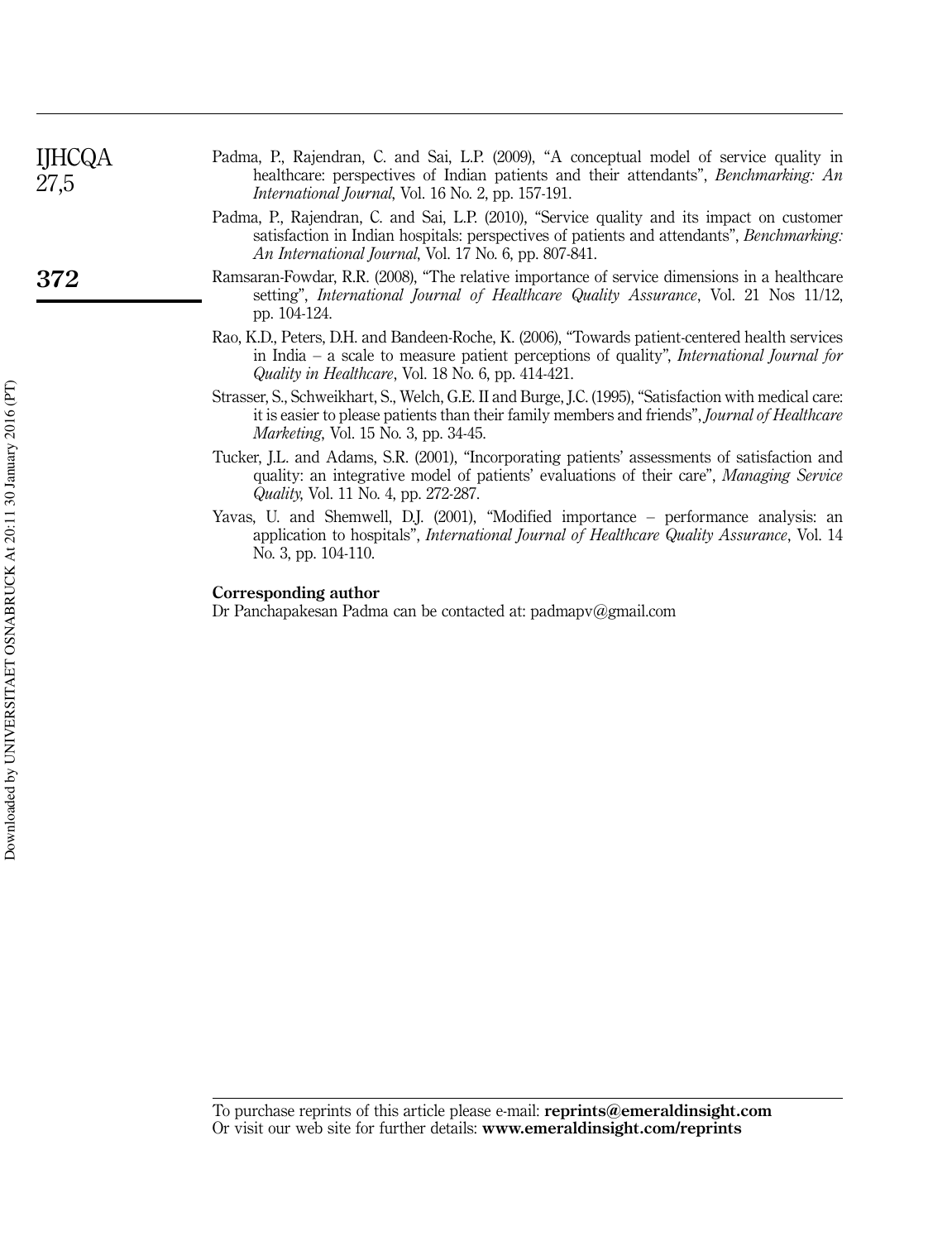Padma, P., Rajendran, C. and Sai, L.P. (2009), "A conceptual model of service quality in healthcare: perspectives of Indian patients and their attendants", *Benchmarking: An International Journal*, Vol. 16 No. 2, pp. 157-191.

Padma, P., Rajendran, C. and Sai, L.P. (2010), "Service quality and its impact on customer satisfaction in Indian hospitals: perspectives of patients and attendants", *Benchmarking: An International Journal*, Vol. 17 No. 6, pp. 807-841.

Ramsaran-Fowdar, R.R. (2008), "The relative importance of service dimensions in a healthcare setting", *International Journal of Healthcare Quality Assurance*, Vol. 21 Nos 11/12, pp. 104-124.

Rao, K.D., Peters, D.H. and Bandeen-Roche, K. (2006), "Towards patient-centered health services in India – a scale to measure patient perceptions of quality", *International Journal for Quality in Healthcare*, Vol. 18 No. 6, pp. 414-421.

Strasser, S., Schweikhart, S., Welch, G.E. II and Burge, J.C. (1995), "Satisfaction with medical care: it is easier to please patients than their family members and friends", *Journal of Healthcare Marketing*, Vol. 15 No. 3, pp. 34-45.

Tucker, J.L. and Adams, S.R. (2001), "Incorporating patients' assessments of satisfaction and quality: an integrative model of patients' evaluations of their care", *Managing Service Quality*, Vol. 11 No. 4, pp. 272-287.

Yavas, U. and Shemwell, D.J. (2001), "Modified importance – performance analysis: an application to hospitals", *International Journal of Healthcare Quality Assurance*, Vol. 14 No. 3, pp. 104-110.

**Corresponding author**

Dr Panchapakesan Padma can be contacted at: padmapv@gmail.com

To purchase reprints of this article please e-mail: **reprints@emeraldinsight.com**
Or visit our web site for further details: **www.emeraldinsight.com/reprints**